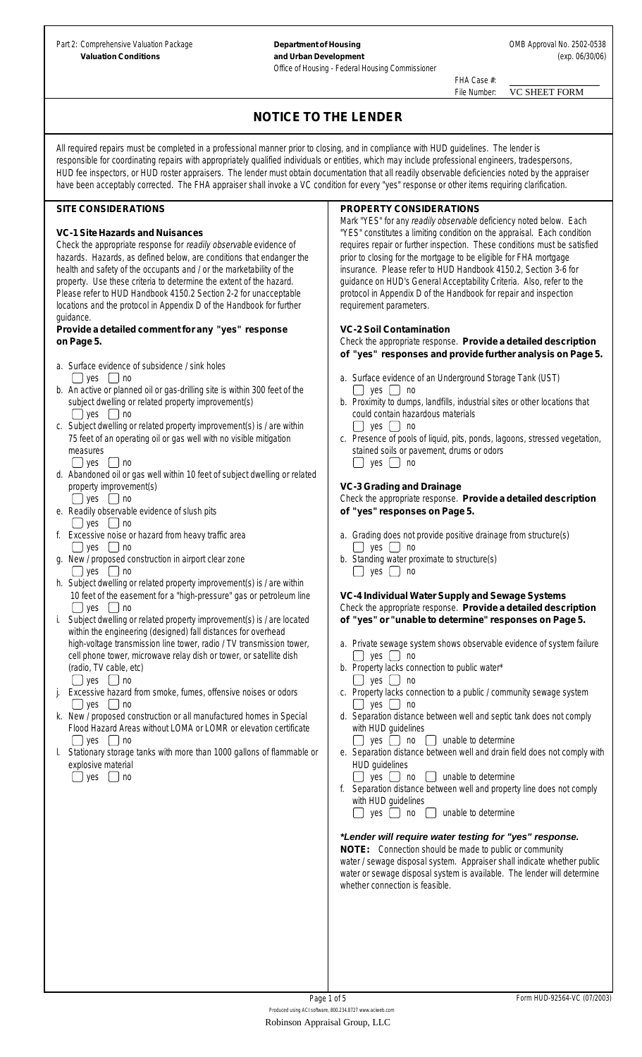Part 2: Comprehensive Valuation Package
**Valuation Conditions**

**Department of Housing and Urban Development**
Office of Housing - Federal Housing Commissioner

OMB Approval No. 2502-0538 (exp. 06/30/06)

FHA Case #:
File Number: VC SHEET FORM

# NOTICE TO THE LENDER

All required repairs must be completed in a professional manner prior to closing, and in compliance with HUD guidelines. The lender is responsible for coordinating repairs with appropriately qualified individuals or entities, which may include professional engineers, tradespersons, HUD fee inspectors, or HUD roster appraisers. The lender must obtain documentation that all readily observable deficiencies noted by the appraiser have been acceptably corrected. The FHA appraiser shall invoke a VC condition for every "yes" response or other items requiring clarification.

## SITE CONSIDERATIONS

### VC-1 Site Hazards and Nuisances

Check the appropriate response for *readily observable* evidence of hazards. Hazards, as defined below, are conditions that endanger the health and safety of the occupants and / or the marketability of the property. Use these criteria to determine the extent of the hazard. Please refer to HUD Handbook 4150.2 Section 2-2 for unacceptable locations and the protocol in Appendix D of the Handbook for further guidance.

**Provide a detailed comment for any "yes" response on Page 5.**

a. Surface evidence of subsidence / sink holes
☐ yes ☐ no

b. An active or planned oil or gas-drilling site is within 300 feet of the subject dwelling or related property improvement(s)
☐ yes ☐ no

c. Subject dwelling or related property improvement(s) is / are within 75 feet of an operating oil or gas well with no visible mitigation measures
☐ yes ☐ no

d. Abandoned oil or gas well within 10 feet of subject dwelling or related property improvement(s)
☐ yes ☐ no

e. Readily observable evidence of slush pits
☐ yes ☐ no

f. Excessive noise or hazard from heavy traffic area
☐ yes ☐ no

g. New / proposed construction in airport clear zone
☐ yes ☐ no

h. Subject dwelling or related property improvement(s) is / are within 10 feet of the easement for a "high-pressure" gas or petroleum line
☐ yes ☐ no

i. Subject dwelling or related property improvement(s) is / are located within the engineering (designed) fall distances for overhead high-voltage transmission line tower, radio / TV transmission tower, cell phone tower, microwave relay dish or tower, or satellite dish (radio, TV cable, etc)
☐ yes ☐ no

j. Excessive hazard from smoke, fumes, offensive noises or odors
☐ yes ☐ no

k. New / proposed construction or all manufactured homes in Special Flood Hazard Areas without LOMA or LOMR or elevation certificate
☐ yes ☐ no

l. Stationary storage tanks with more than 1000 gallons of flammable or explosive material
☐ yes ☐ no

## PROPERTY CONSIDERATIONS

Mark "YES" for any *readily observable* deficiency noted below. Each "YES" constitutes a limiting condition on the appraisal. Each condition requires repair or further inspection. These conditions must be satisfied prior to closing for the mortgage to be eligible for FHA mortgage insurance. Please refer to HUD Handbook 4150.2, Section 3-6 for guidance on HUD's General Acceptability Criteria. Also, refer to the protocol in Appendix D of the Handbook for repair and inspection requirement parameters.

### VC-2 Soil Contamination

Check the appropriate response. **Provide a detailed description of "yes" responses and provide further analysis on Page 5.**

a. Surface evidence of an Underground Storage Tank (UST)
☐ yes ☐ no

b. Proximity to dumps, landfills, industrial sites or other locations that could contain hazardous materials
☐ yes ☐ no

c. Presence of pools of liquid, pits, ponds, lagoons, stressed vegetation, stained soils or pavement, drums or odors
☐ yes ☐ no

### VC-3 Grading and Drainage

Check the appropriate response. **Provide a detailed description of "yes" responses on Page 5.**

a. Grading does not provide positive drainage from structure(s)
☐ yes ☐ no

b. Standing water proximate to structure(s)
☐ yes ☐ no

### VC-4 Individual Water Supply and Sewage Systems

Check the appropriate response. **Provide a detailed description of "yes" or "unable to determine" responses on Page 5.**

a. Private sewage system shows observable evidence of system failure
☐ yes ☐ no

b. Property lacks connection to public water*
☐ yes ☐ no

c. Property lacks connection to a public / community sewage system
☐ yes ☐ no

d. Separation distance between well and septic tank does not comply with HUD guidelines
☐ yes ☐ no ☐ unable to determine

e. Separation distance between well and drain field does not comply with HUD guidelines
☐ yes ☐ no ☐ unable to determine

f. Separation distance between well and property line does not comply with HUD guidelines
☐ yes ☐ no ☐ unable to determine

***Lender will require water testing for "yes" response.***

**NOTE:** Connection should be made to public or community water / sewage disposal system. Appraiser shall indicate whether public water or sewage disposal system is available. The lender will determine whether connection is feasible.

Form HUD-92564-VC (07/2003)

Produced using ACI software, 800.234.8727 www.aciweb.com

Robinson Appraisal Group, LLC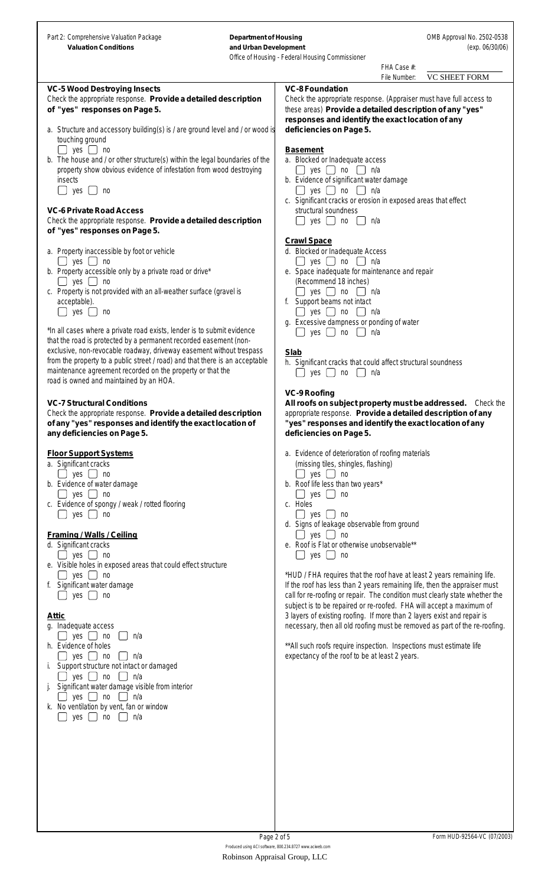Part 2: Comprehensive Valuation Package
**Valuation Conditions**

**Department of Housing and Urban Development**
Office of Housing - Federal Housing Commissioner

OMB Approval No. 2502-0538 (exp. 06/30/06)

FHA Case #:
File Number: VC SHEET FORM

### VC-5 Wood Destroying Insects

Check the appropriate response. **Provide a detailed description of "yes" responses on Page 5.**

a. Structure and accessory building(s) is / are ground level and / or wood is touching ground
☐ yes ☐ no

b. The house and / or other structure(s) within the legal boundaries of the property show obvious evidence of infestation from wood destroying insects
☐ yes ☐ no

### VC-6 Private Road Access

Check the appropriate response. **Provide a detailed description of "yes" responses on Page 5.**

a. Property inaccessible by foot or vehicle
☐ yes ☐ no

b. Property accessible only by a private road or drive*
☐ yes ☐ no

c. Property is not provided with an all-weather surface (gravel is acceptable).
☐ yes ☐ no

*In all cases where a private road exists, lender is to submit evidence that the road is protected by a permanent recorded easement (non-exclusive, non-revocable roadway, driveway easement without trespass from the property to a public street / road) and that there is an acceptable maintenance agreement recorded on the property or that the road is owned and maintained by an HOA.

### VC-7 Structural Conditions

Check the appropriate response. **Provide a detailed description of any "yes" responses and identify the exact location of any deficiencies on Page 5.**

**Floor Support Systems**

a. Significant cracks
☐ yes ☐ no

b. Evidence of water damage
☐ yes ☐ no

c. Evidence of spongy / weak / rotted flooring
☐ yes ☐ no

**Framing / Walls / Ceiling**

d. Significant cracks
☐ yes ☐ no

e. Visible holes in exposed areas that could effect structure
☐ yes ☐ no

f. Significant water damage
☐ yes ☐ no

**Attic**

g. Inadequate access
☐ yes ☐ no ☐ n/a

h. Evidence of holes
☐ yes ☐ no ☐ n/a

i. Support structure not intact or damaged
☐ yes ☐ no ☐ n/a

j. Significant water damage visible from interior
☐ yes ☐ no ☐ n/a

k. No ventilation by vent, fan or window
☐ yes ☐ no ☐ n/a

### VC-8 Foundation

Check the appropriate response. (Appraiser must have full access to these areas) **Provide a detailed description of any "yes" responses and identify the exact location of any deficiencies on Page 5.**

**Basement**

a. Blocked or Inadequate access
☐ yes ☐ no ☐ n/a

b. Evidence of significant water damage
☐ yes ☐ no ☐ n/a

c. Significant cracks or erosion in exposed areas that effect structural soundness
☐ yes ☐ no ☐ n/a

**Crawl Space**

d. Blocked or Inadequate Access
☐ yes ☐ no ☐ n/a

e. Space inadequate for maintenance and repair (Recommend 18 inches)
☐ yes ☐ no ☐ n/a

f. Support beams not intact
☐ yes ☐ no ☐ n/a

g. Excessive dampness or ponding of water
☐ yes ☐ no ☐ n/a

**Slab**

h. Significant cracks that could affect structural soundness
☐ yes ☐ no ☐ n/a

### VC-9 Roofing

**All roofs on subject property must be addressed.** Check the appropriate response. **Provide a detailed description of any "yes" responses and identify the exact location of any deficiencies on Page 5.**

a. Evidence of deterioration of roofing materials (missing tiles, shingles, flashing)
☐ yes ☐ no

b. Roof life less than two years*
☐ yes ☐ no

c. Holes
☐ yes ☐ no

d. Signs of leakage observable from ground
☐ yes ☐ no

e. Roof is Flat or otherwise unobservable**
☐ yes ☐ no

*HUD / FHA requires that the roof have at least 2 years remaining life. If the roof has less than 2 years remaining life, then the appraiser must call for re-roofing or repair. The condition must clearly state whether the subject is to be repaired or re-roofed. FHA will accept a maximum of 3 layers of existing roofing. If more than 2 layers exist and repair is necessary, then all old roofing must be removed as part of the re-roofing.

**All such roofs require inspection. Inspections must estimate life expectancy of the roof to be at least 2 years.

Form HUD-92564-VC (07/2003)

Produced using ACI software, 800.234.8727 www.aciweb.com

Robinson Appraisal Group, LLC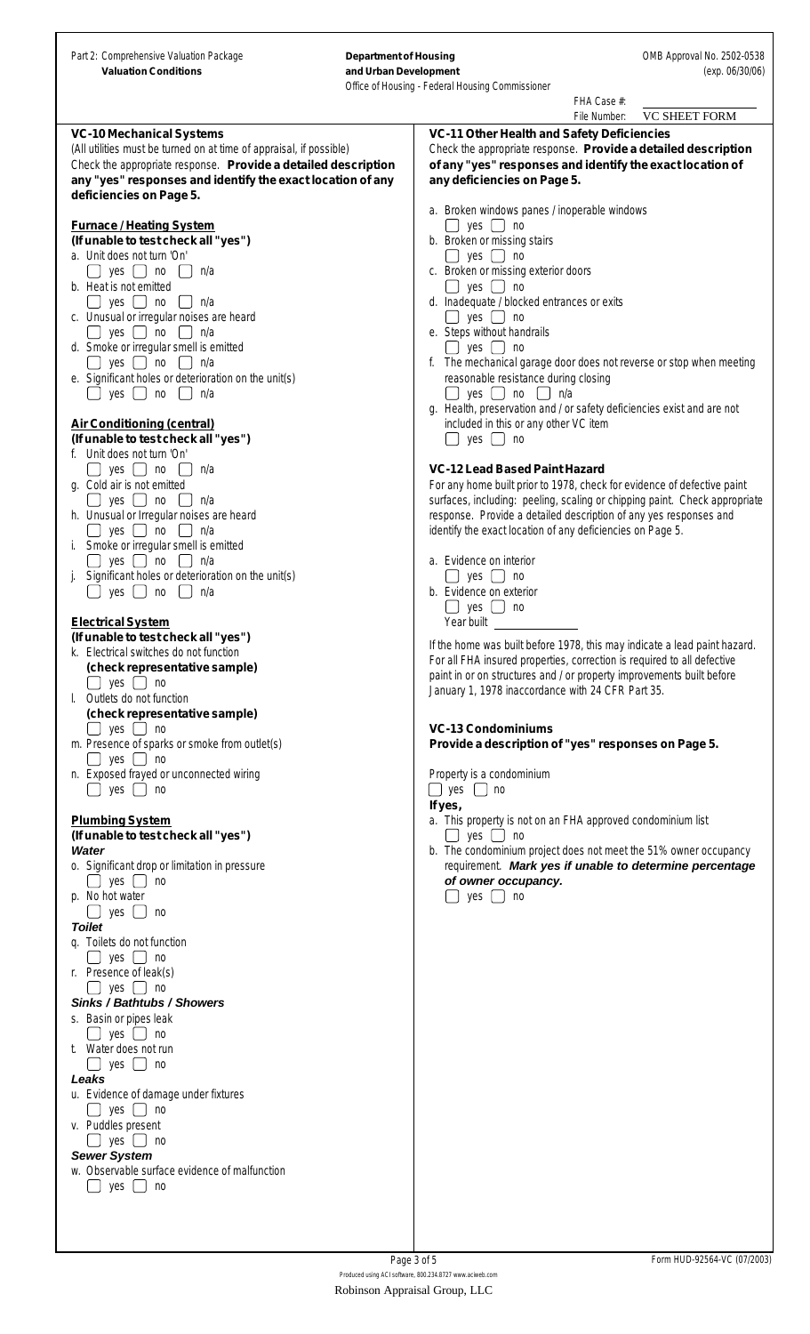Part 2: Comprehensive Valuation Package
**Valuation Conditions**

**Department of Housing and Urban Development**
Office of Housing - Federal Housing Commissioner

OMB Approval No. 2502-0538 (exp. 06/30/06)

FHA Case #:
File Number: VC SHEET FORM

## VC-10 Mechanical Systems

(All utilities must be turned on at time of appraisal, if possible)
Check the appropriate response. **Provide a detailed description any "yes" responses and identify the exact location of any deficiencies on Page 5.**

### Furnace / Heating System
**(If unable to test check all "yes")**

a. Unit does not turn 'On'
☐ yes ☐ no ☐ n/a

b. Heat is not emitted
☐ yes ☐ no ☐ n/a

c. Unusual or irregular noises are heard
☐ yes ☐ no ☐ n/a

d. Smoke or irregular smell is emitted
☐ yes ☐ no ☐ n/a

e. Significant holes or deterioration on the unit(s)
☐ yes ☐ no ☐ n/a

### Air Conditioning (central)
**(If unable to test check all "yes")**

f. Unit does not turn 'On'
☐ yes ☐ no ☐ n/a

g. Cold air is not emitted
☐ yes ☐ no ☐ n/a

h. Unusual or Irregular noises are heard
☐ yes ☐ no ☐ n/a

i. Smoke or irregular smell is emitted
☐ yes ☐ no ☐ n/a

j. Significant holes or deterioration on the unit(s)
☐ yes ☐ no ☐ n/a

### Electrical System
**(If unable to test check all "yes")**

k. Electrical switches do not function
**(check representative sample)**
☐ yes ☐ no

l. Outlets do not function
**(check representative sample)**
☐ yes ☐ no

m. Presence of sparks or smoke from outlet(s)
☐ yes ☐ no

n. Exposed frayed or unconnected wiring
☐ yes ☐ no

### Plumbing System
**(If unable to test check all "yes")**

***Water***

o. Significant drop or limitation in pressure
☐ yes ☐ no

p. No hot water
☐ yes ☐ no

***Toilet***

q. Toilets do not function
☐ yes ☐ no

r. Presence of leak(s)
☐ yes ☐ no

***Sinks / Bathtubs / Showers***

s. Basin or pipes leak
☐ yes ☐ no

t. Water does not run
☐ yes ☐ no

***Leaks***

u. Evidence of damage under fixtures
☐ yes ☐ no

v. Puddles present
☐ yes ☐ no

***Sewer System***

w. Observable surface evidence of malfunction
☐ yes ☐ no

## VC-11 Other Health and Safety Deficiencies

Check the appropriate response. **Provide a detailed description of any "yes" responses and identify the exact location of any deficiencies on Page 5.**

a. Broken windows panes / inoperable windows
☐ yes ☐ no

b. Broken or missing stairs
☐ yes ☐ no

c. Broken or missing exterior doors
☐ yes ☐ no

d. Inadequate / blocked entrances or exits
☐ yes ☐ no

e. Steps without handrails
☐ yes ☐ no

f. The mechanical garage door does not reverse or stop when meeting reasonable resistance during closing
☐ yes ☐ no ☐ n/a

g. Health, preservation and / or safety deficiencies exist and are not included in this or any other VC item
☐ yes ☐ no

## VC-12 Lead Based Paint Hazard

For any home built prior to 1978, check for evidence of defective paint surfaces, including: peeling, scaling or chipping paint. Check appropriate response. Provide a detailed description of any yes responses and identify the exact location of any deficiencies on Page 5.

a. Evidence on interior
☐ yes ☐ no

b. Evidence on exterior
☐ yes ☐ no

Year built ______

If the home was built before 1978, this may indicate a lead paint hazard. For all FHA insured properties, correction is required to all defective paint in or on structures and / or property improvements built before January 1, 1978 inaccordance with 24 CFR Part 35.

## VC-13 Condominiums

**Provide a description of "yes" responses on Page 5.**

Property is a condominium
☐ yes ☐ no

**If yes,**

a. This property is not on an FHA approved condominium list
☐ yes ☐ no

b. The condominium project does not meet the 51% owner occupancy requirement. ***Mark yes if unable to determine percentage of owner occupancy.***
☐ yes ☐ no

Form HUD-92564-VC (07/2003)

Produced using ACI software, 800.234.8727 www.aciweb.com

Robinson Appraisal Group, LLC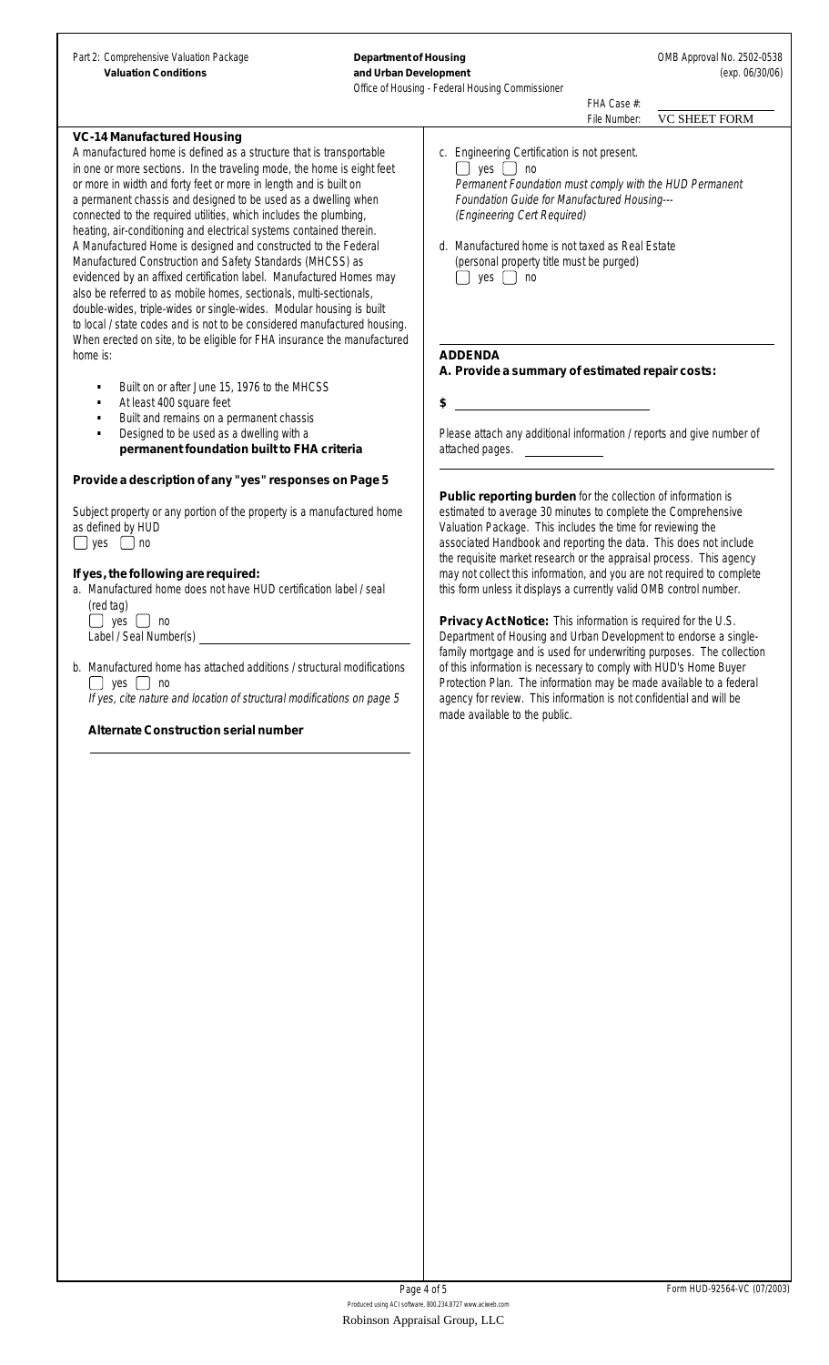Part 2: Comprehensive Valuation Package
**Valuation Conditions**

**Department of Housing and Urban Development**
Office of Housing - Federal Housing Commissioner

OMB Approval No. 2502-0538 (exp. 06/30/06)

FHA Case #:
File Number: VC SHEET FORM

### VC-14 Manufactured Housing

A manufactured home is defined as a structure that is transportable in one or more sections. In the traveling mode, the home is eight feet or more in width and forty feet or more in length and is built on a permanent chassis and designed to be used as a dwelling when connected to the required utilities, which includes the plumbing, heating, air-conditioning and electrical systems contained therein. A Manufactured Home is designed and constructed to the Federal Manufactured Construction and Safety Standards (MHCSS) as evidenced by an affixed certification label. Manufactured Homes may also be referred to as mobile homes, sectionals, multi-sectionals, double-wides, triple-wides or single-wides. Modular housing is built to local / state codes and is not to be considered manufactured housing. When erected on site, to be eligible for FHA insurance the manufactured home is:

- Built on or after June 15, 1976 to the MHCSS
- At least 400 square feet
- Built and remains on a permanent chassis
- Designed to be used as a dwelling with a **permanent foundation built to FHA criteria**

**Provide a description of any "yes" responses on Page 5**

Subject property or any portion of the property is a manufactured home as defined by HUD
☐ yes ☐ no

**If yes, the following are required:**

a. Manufactured home does not have HUD certification label / seal (red tag)
☐ yes ☐ no
Label / Seal Number(s) ____________

b. Manufactured home has attached additions / structural modifications
☐ yes ☐ no
*If yes, cite nature and location of structural modifications on page 5*

**Alternate Construction serial number**

____________

c. Engineering Certification is not present.
☐ yes ☐ no
*Permanent Foundation must comply with the HUD Permanent Foundation Guide for Manufactured Housing--- (Engineering Cert Required)*

d. Manufactured home is not taxed as Real Estate (personal property title must be purged)
☐ yes ☐ no

### ADDENDA

**A. Provide a summary of estimated repair costs:**

**$** ____________

Please attach any additional information / reports and give number of attached pages. ____________

**Public reporting burden** for the collection of information is estimated to average 30 minutes to complete the Comprehensive Valuation Package. This includes the time for reviewing the associated Handbook and reporting the data. This does not include the requisite market research or the appraisal process. This agency may not collect this information, and you are not required to complete this form unless it displays a currently valid OMB control number.

**Privacy Act Notice:** This information is required for the U.S. Department of Housing and Urban Development to endorse a single-family mortgage and is used for underwriting purposes. The collection of this information is necessary to comply with HUD's Home Buyer Protection Plan. The information may be made available to a federal agency for review. This information is not confidential and will be made available to the public.

Form HUD-92564-VC (07/2003)

Produced using ACI software, 800.234.8727 www.aciweb.com
Robinson Appraisal Group, LLC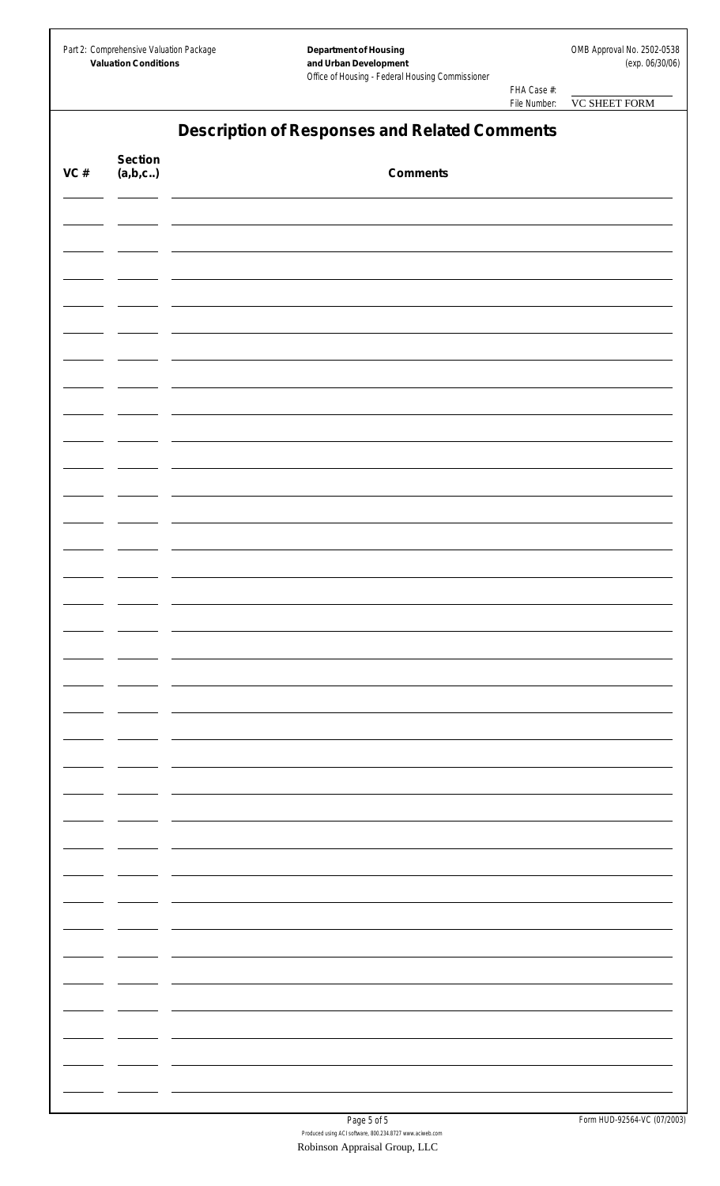Part 2: Comprehensive Valuation Package
**Valuation Conditions**

**Department of Housing**
**and Urban Development**
Office of Housing - Federal Housing Commissioner

OMB Approval No. 2502-0538
(exp. 06/30/06)

FHA Case #:
File Number: VC SHEET FORM

# Description of Responses and Related Comments

| VC # | Section (a,b,c..) | Comments |
|---|---|---|
| | | |

Form HUD-92564-VC (07/2003)

Produced using ACI software, 800.234.8727 www.aciweb.com

Robinson Appraisal Group, LLC